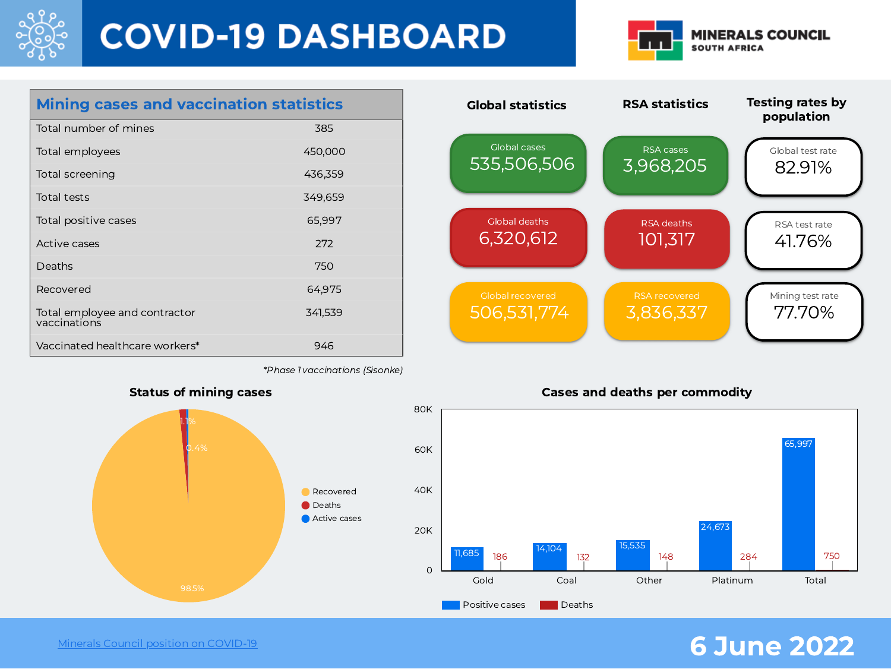# COVID-19 DASHBOARD

MINERALS COUNCIL SOUTH AFRICA

## Mining cases and vaccination statistics

| Mining cases and vaccination statistics | |
|---|---|
| Total number of mines | 385 |
| Total employees | 450,000 |
| Total screening | 436,359 |
| Total tests | 349,659 |
| Total positive cases | 65,997 |
| Active cases | 272 |
| Deaths | 750 |
| Recovered | 64,975 |
| Total employee and contractor vaccinations | 341,539 |
| Vaccinated healthcare workers* | 946 |

*Phase 1 vaccinations (Sisonke)

## Global statistics

- Global cases: 535,506,506
- Global deaths: 6,320,612
- Global recovered: 506,531,774

## RSA statistics

- RSA cases: 3,968,205
- RSA deaths: 101,317
- RSA recovered: 3,836,337

## Testing rates by population

- Global test rate: 82.91%
- RSA test rate: 41.76%
- Mining test rate: 77.70%

## Status of mining cases

| Status | Share |
|---|---|
| Recovered | 98.5% |
| Deaths | 1.1% |
| Active cases | 0.4% |

## Cases and deaths per commodity

| Commodity | Positive cases | Deaths |
|---|---|---|
| Gold | 11,685 | 186 |
| Coal | 14,104 | 132 |
| Other | 15,535 | 148 |
| Platinum | 24,673 | 284 |
| Total | 65,997 | 750 |

[Minerals Council position on COVID-19](#)

**6 June 2022**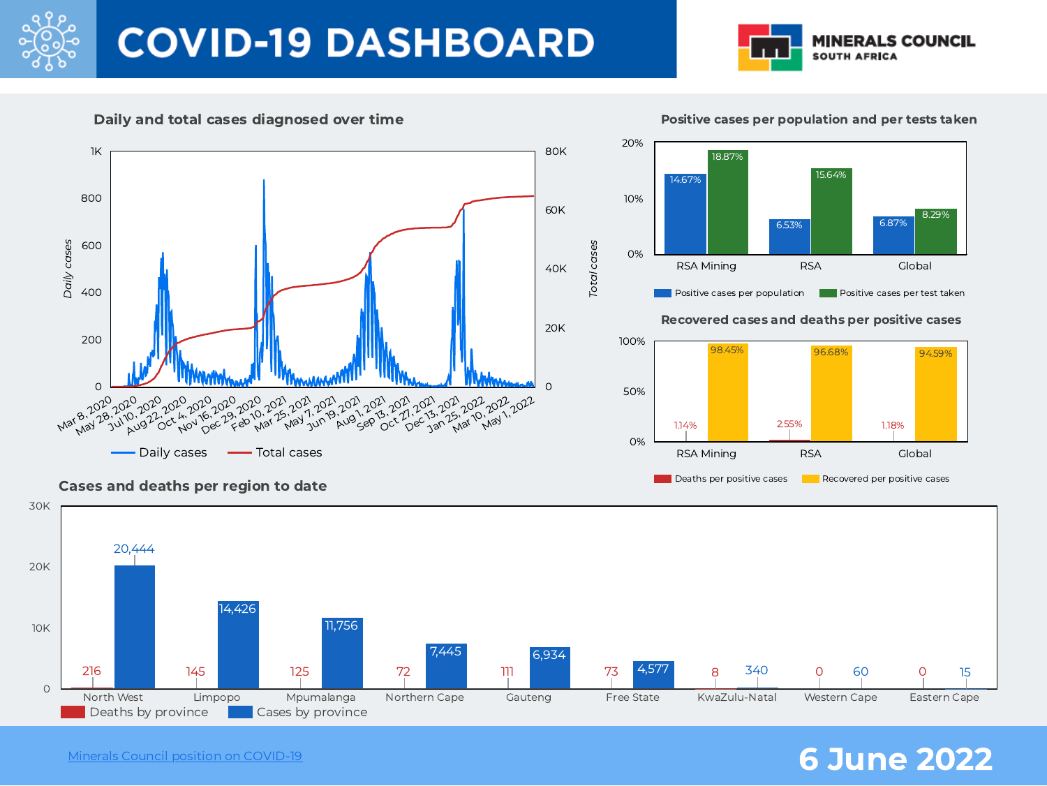# COVID-19 DASHBOARD

MINERALS COUNCIL
SOUTH AFRICA

## Daily and total cases diagnosed over time

Daily cases
1K
800
600
400
200
0

Total cases
80K
60K
40K
20K
0

Mar 8, 2020
May 28, 2020
Jul 10, 2020
Aug 22, 2020
Oct 4, 2020
Nov 16, 2020
Dec 29, 2020
Feb 10, 2021
Mar 25, 2021
May 7, 2021
Jun 19, 2021
Aug 1, 2021
Sep 13, 2021
Oct 27, 2021
Dec 13, 2021
Jan 25, 2022
Mar 10, 2022
May 1, 2022

Daily cases
Total cases

## Positive cases per population and per tests taken

20%
10%
0%

RSA Mining: 14.67% 18.87%
RSA: 6.53% 15.64%
Global: 6.87% 8.29%

Positive cases per population
Positive cases per test taken

## Recovered cases and deaths per positive cases

100%
50%
0%

RSA Mining: 1.14% 98.45%
RSA: 2.55% 96.68%
Global: 1.18% 94.59%

Deaths per positive cases
Recovered per positive cases

## Cases and deaths per region to date

30K
20K
10K
0

North West: 216 20,444
Limpopo: 145 14,426
Mpumalanga: 125 11,756
Northern Cape: 72 7,445
Gauteng: 111 6,934
Free State: 73 4,577
KwaZulu-Natal: 8 340
Western Cape: 0 60
Eastern Cape: 0 15

Deaths by province
Cases by province

Minerals Council position on COVID-19

**6 June 2022**